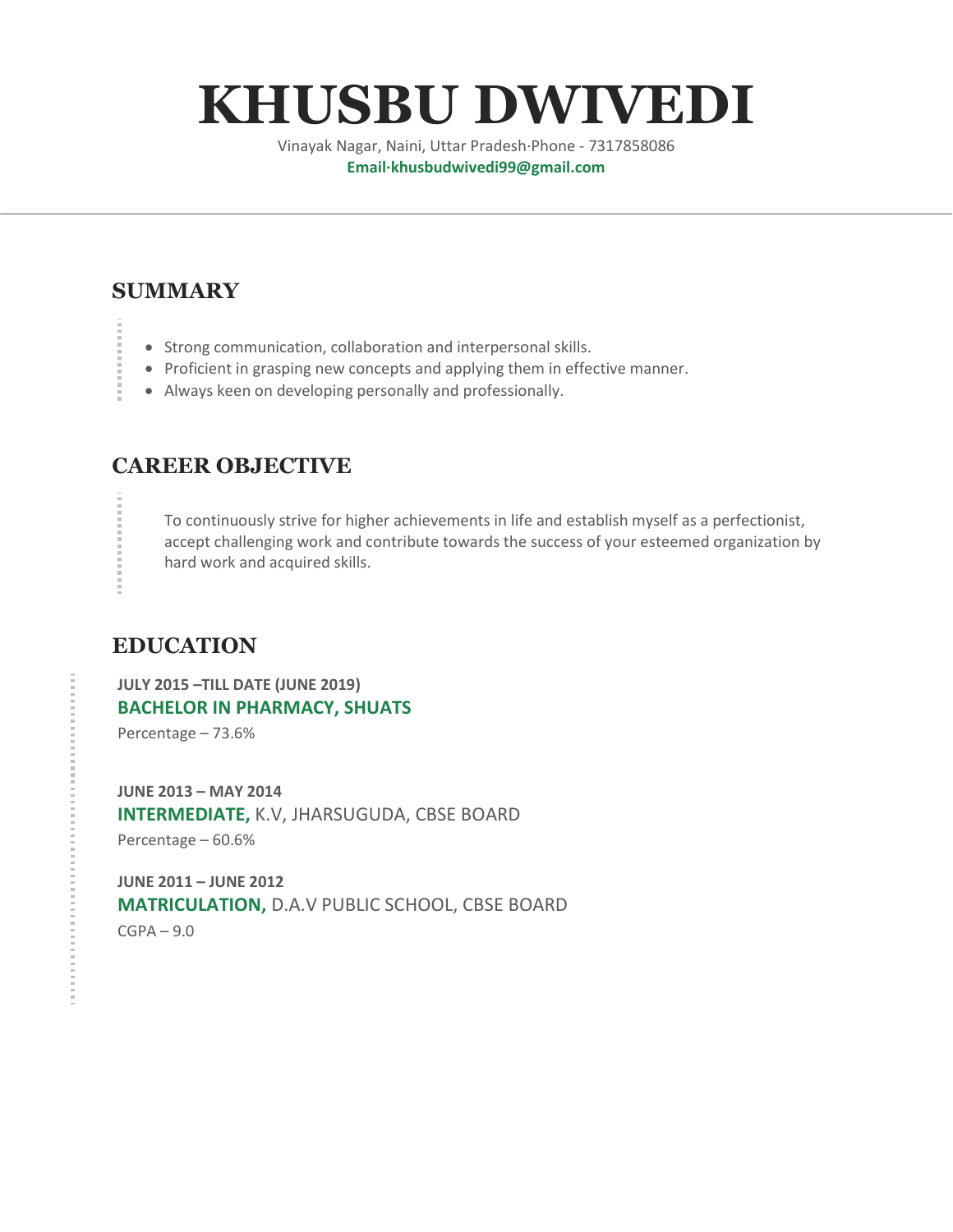# KHUSBU DWIVEDI

Vinayak Nagar, Naini, Uttar Pradesh·Phone - 7317858086

**Email·khusbudwivedi99@gmail.com**

## SUMMARY

- Strong communication, collaboration and interpersonal skills.
- Proficient in grasping new concepts and applying them in effective manner.
- Always keen on developing personally and professionally.

## CAREER OBJECTIVE

To continuously strive for higher achievements in life and establish myself as a perfectionist, accept challenging work and contribute towards the success of your esteemed organization by hard work and acquired skills.

## EDUCATION

**JULY 2015 –TILL DATE (JUNE 2019)**

**BACHELOR IN PHARMACY, SHUATS**

Percentage – 73.6%

**JUNE 2013 – MAY 2014**

**INTERMEDIATE,** K.V, JHARSUGUDA, CBSE BOARD

Percentage – 60.6%

**JUNE 2011 – JUNE 2012**

**MATRICULATION,** D.A.V PUBLIC SCHOOL, CBSE BOARD

CGPA – 9.0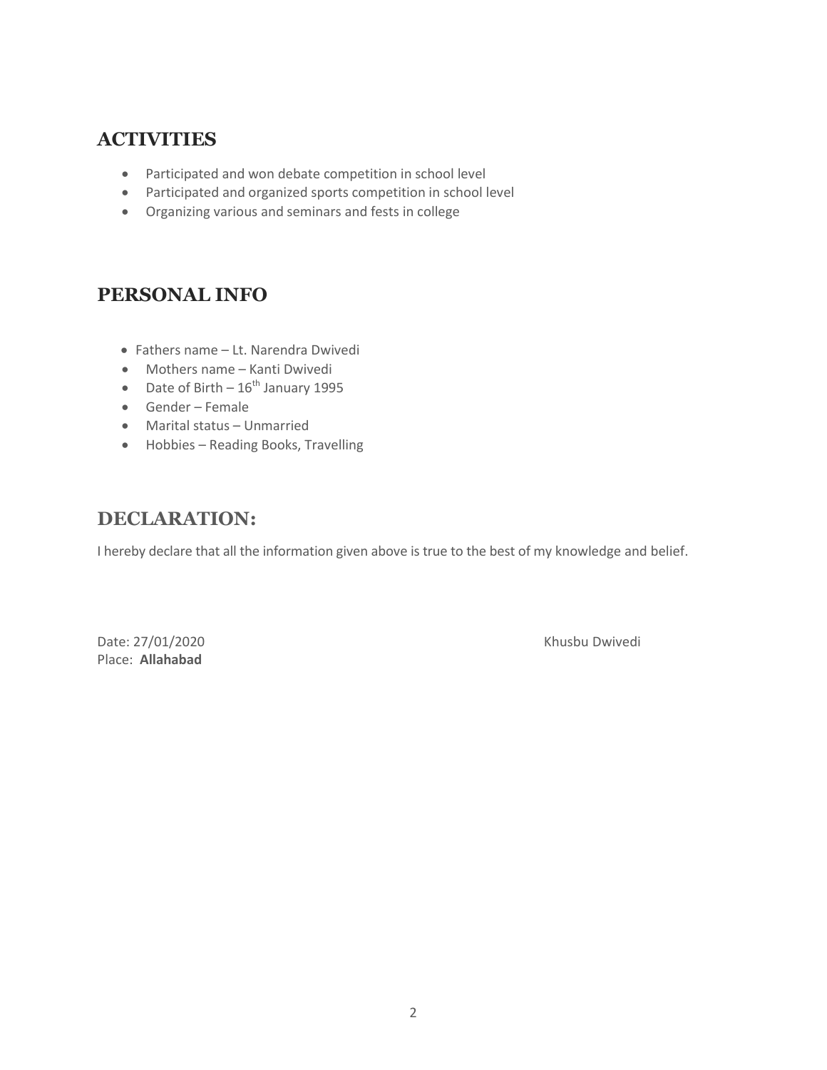## ACTIVITIES

- Participated and won debate competition in school level
- Participated and organized sports competition in school level
- Organizing various and seminars and fests in college

## PERSONAL INFO

- Fathers name – Lt. Narendra Dwivedi
- Mothers name – Kanti Dwivedi
- Date of Birth – 16th January 1995
- Gender – Female
- Marital status – Unmarried
- Hobbies – Reading Books, Travelling

## DECLARATION:

I hereby declare that all the information given above is true to the best of my knowledge and belief.

Date: 27/01/2020

Place: **Allahabad**

Khusbu Dwivedi